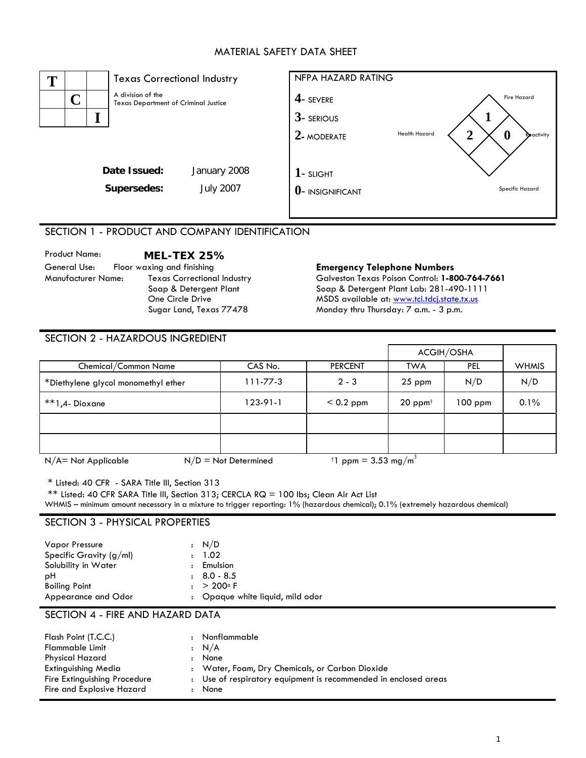# MATERIAL SAFETY DATA SHEET

**T C I**

Texas Correctional Industry

A division of the Texas Department of Criminal Justice

**Date Issued:** January 2008

**Supersedes:** July 2007

NFPA HAZARD RATING

4- SEVERE
3- SERIOUS
2- MODERATE
1- SLIGHT
0- INSIGNIFICANT

Fire Hazard: 1
Health Hazard: 2
Reactivity: 0
Specific Hazard

## SECTION 1 - PRODUCT AND COMPANY IDENTIFICATION

Product Name: **MEL-TEX 25%**

General Use: Floor waxing and finishing

Manufacturer Name: Texas Correctional Industry
Soap & Detergent Plant
One Circle Drive
Sugar Land, Texas 77478

**Emergency Telephone Numbers**

Galveston Texas Poison Control: **1-800-764-7661**
Soap & Detergent Plant Lab: 281-490-1111
MSDS available at: www.tci.tdcj.state.tx.us
Monday thru Thursday: 7 a.m. - 3 p.m.

## SECTION 2 - HAZARDOUS INGREDIENT

| | | | ACGIH/OSHA | | |
|---|---|---|---|---|---|
| Chemical/Common Name | CAS No. | PERCENT | TWA | PEL | WHMIS |
| *Diethylene glycol monomethyl ether | 111-77-3 | 2 - 3 | 25 ppm | N/D | N/D |
| **1,4- Dioxane | 123-91-1 | < 0.2 ppm | 20 ppm† | 100 ppm | 0.1% |
| | | | | | |
| | | | | | |

N/A= Not Applicable    N/D = Not Determined    †1 ppm = 3.53 $mg/m^3$

\* Listed: 40 CFR - SARA Title III, Section 313

\*\* Listed: 40 CFR SARA Title III, Section 313; CERCLA RQ = 100 lbs; Clean Air Act List

WHMIS – minimum amount necessary in a mixture to trigger reporting: 1% (hazardous chemical); 0.1% (extremely hazardous chemical)

## SECTION 3 - PHYSICAL PROPERTIES

| | |
|---|---|
| Vapor Pressure | : N/D |
| Specific Gravity (g/ml) | : 1.02 |
| Solubility in Water | : Emulsion |
| pH | : 8.0 - 8.5 |
| Boiling Point | : > 200° F |
| Appearance and Odor | : Opaque white liquid, mild odor |

## SECTION 4 - FIRE AND HAZARD DATA

| | |
|---|---|
| Flash Point (T.C.C.) | : Nonflammable |
| Flammable Limit | : N/A |
| Physical Hazard | : None |
| Extinguishing Media | : Water, Foam, Dry Chemicals, or Carbon Dioxide |
| Fire Extinguishing Procedure | : Use of respiratory equipment is recommended in enclosed areas |
| Fire and Explosive Hazard | : None |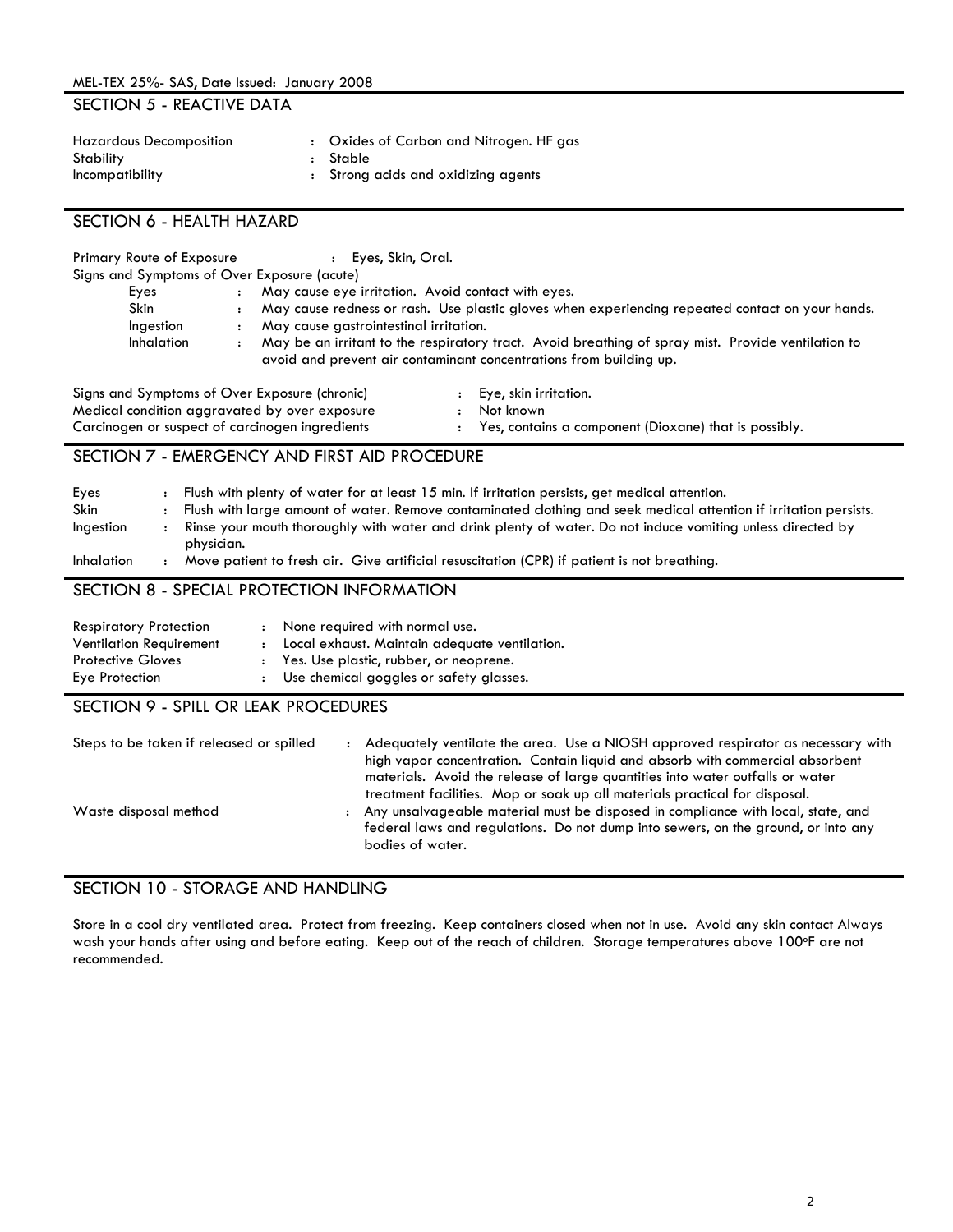## SECTION 5 - REACTIVE DATA

| | | |
|---|---|---|
| Hazardous Decomposition | : | Oxides of Carbon and Nitrogen. HF gas |
| Stability | : | Stable |
| Incompatibility | : | Strong acids and oxidizing agents |

## SECTION 6 - HEALTH HAZARD

Primary Route of Exposure : Eyes, Skin, Oral.

Signs and Symptoms of Over Exposure (acute)

| | | |
|---|---|---|
| Eyes | : | May cause eye irritation. Avoid contact with eyes. |
| Skin | : | May cause redness or rash. Use plastic gloves when experiencing repeated contact on your hands. |
| Ingestion | : | May cause gastrointestinal irritation. |
| Inhalation | : | May be an irritant to the respiratory tract. Avoid breathing of spray mist. Provide ventilation to avoid and prevent air contaminant concentrations from building up. |

| | | |
|---|---|---|
| Signs and Symptoms of Over Exposure (chronic) | : | Eye, skin irritation. |
| Medical condition aggravated by over exposure | : | Not known |
| Carcinogen or suspect of carcinogen ingredients | : | Yes, contains a component (Dioxane) that is possibly. |

## SECTION 7 - EMERGENCY AND FIRST AID PROCEDURE

| | | |
|---|---|---|
| Eyes | : | Flush with plenty of water for at least 15 min. If irritation persists, get medical attention. |
| Skin | : | Flush with large amount of water. Remove contaminated clothing and seek medical attention if irritation persists. |
| Ingestion | : | Rinse your mouth thoroughly with water and drink plenty of water. Do not induce vomiting unless directed by physician. |
| Inhalation | : | Move patient to fresh air. Give artificial resuscitation (CPR) if patient is not breathing. |

## SECTION 8 - SPECIAL PROTECTION INFORMATION

| | | |
|---|---|---|
| Respiratory Protection | : | None required with normal use. |
| Ventilation Requirement | : | Local exhaust. Maintain adequate ventilation. |
| Protective Gloves | : | Yes. Use plastic, rubber, or neoprene. |
| Eye Protection | : | Use chemical goggles or safety glasses. |

## SECTION 9 - SPILL OR LEAK PROCEDURES

| | | |
|---|---|---|
| Steps to be taken if released or spilled | : | Adequately ventilate the area. Use a NIOSH approved respirator as necessary with high vapor concentration. Contain liquid and absorb with commercial absorbent materials. Avoid the release of large quantities into water outfalls or water treatment facilities. Mop or soak up all materials practical for disposal. |
| Waste disposal method | : | Any unsalvageable material must be disposed in compliance with local, state, and federal laws and regulations. Do not dump into sewers, on the ground, or into any bodies of water. |

## SECTION 10 - STORAGE AND HANDLING

Store in a cool dry ventilated area. Protect from freezing. Keep containers closed when not in use. Avoid any skin contact Always wash your hands after using and before eating. Keep out of the reach of children. Storage temperatures above 100°F are not recommended.